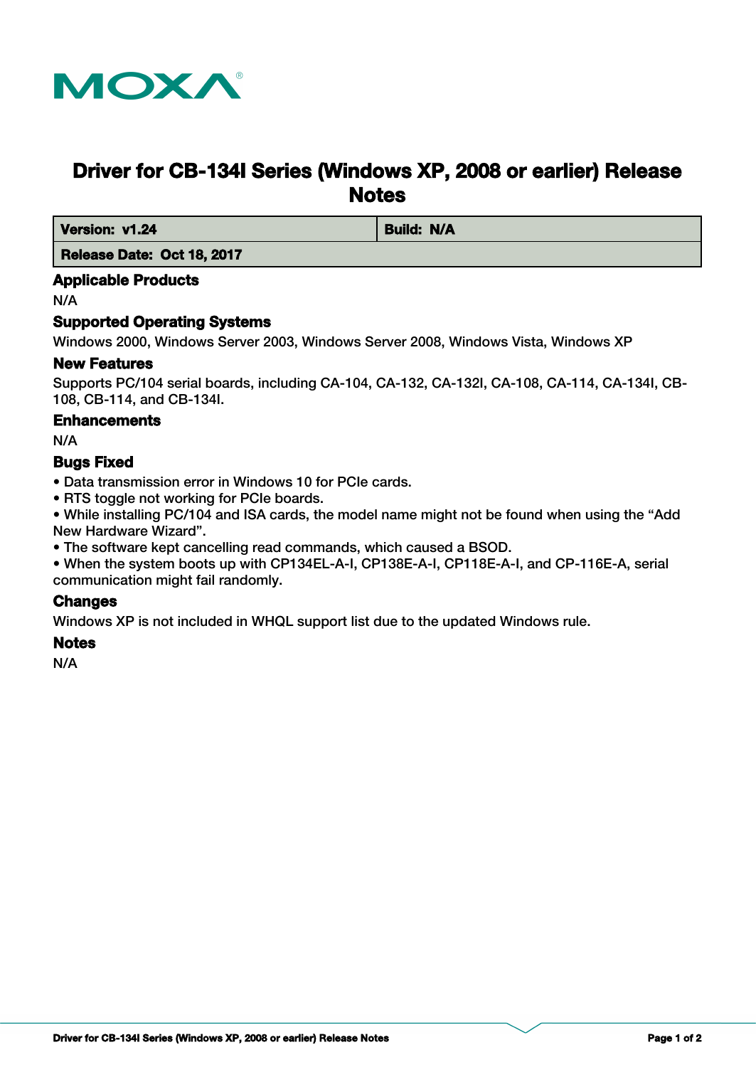MOXA

# Driver for CB-134I Series (Windows XP, 2008 or earlier) Release Notes

| Version: v1.24 | Build: N/A |
| --- | --- |
| Release Date: Oct 18, 2017 | |

## Applicable Products

N/A

## Supported Operating Systems

Windows 2000, Windows Server 2003, Windows Server 2008, Windows Vista, Windows XP

## New Features

Supports PC/104 serial boards, including CA-104, CA-132, CA-132I, CA-108, CA-114, CA-134I, CB-108, CB-114, and CB-134I.

## Enhancements

N/A

## Bugs Fixed

- Data transmission error in Windows 10 for PCIe cards.
- RTS toggle not working for PCIe boards.
- While installing PC/104 and ISA cards, the model name might not be found when using the "Add New Hardware Wizard".
- The software kept cancelling read commands, which caused a BSOD.
- When the system boots up with CP134EL-A-I, CP138E-A-I, CP118E-A-I, and CP-116E-A, serial communication might fail randomly.

## Changes

Windows XP is not included in WHQL support list due to the updated Windows rule.

## Notes

N/A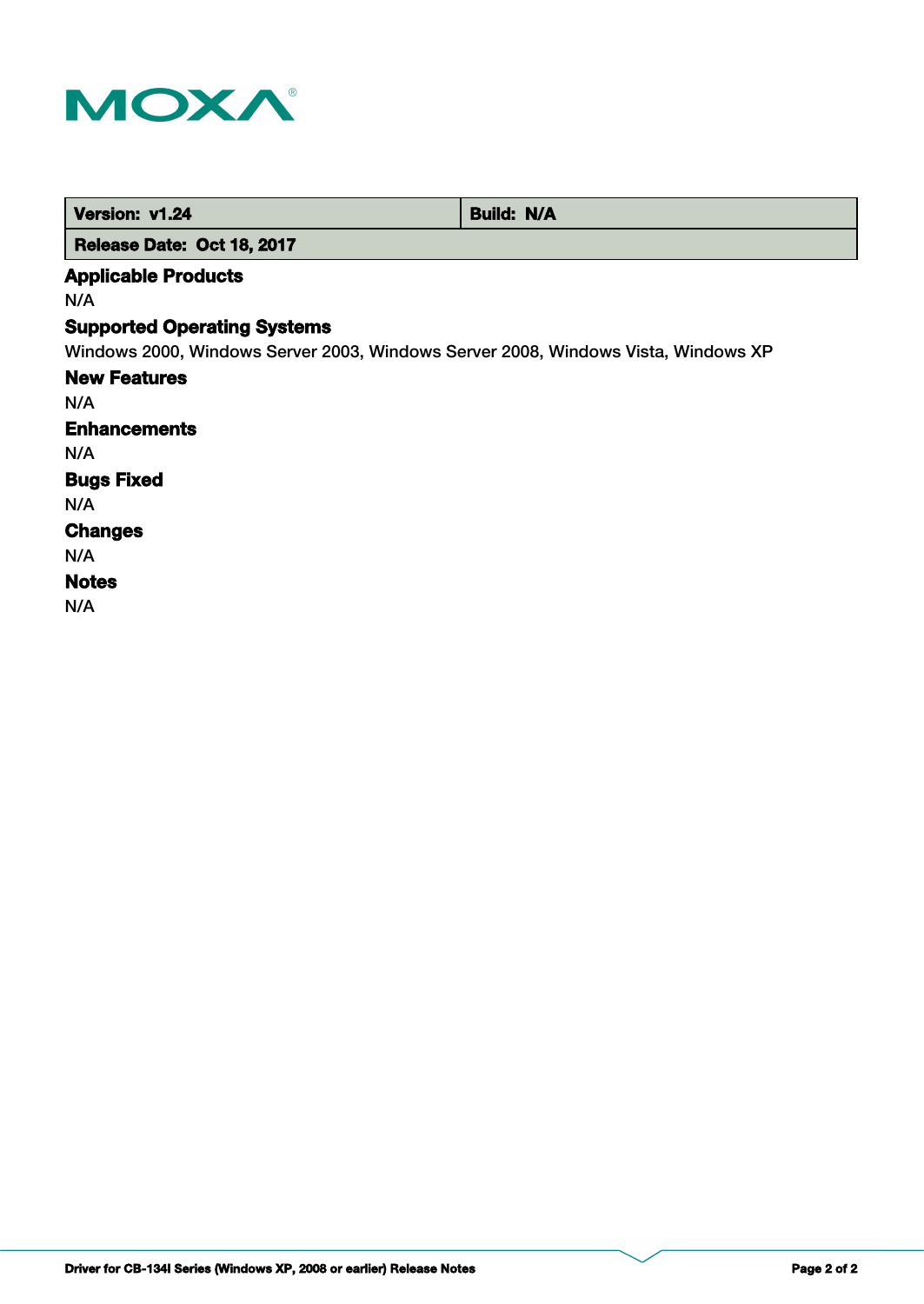| Version: v1.24 | Build: N/A |
| --- | --- |
| Release Date: Oct 18, 2017 | |

## Applicable Products

N/A

## Supported Operating Systems

Windows 2000, Windows Server 2003, Windows Server 2008, Windows Vista, Windows XP

## New Features

N/A

## Enhancements

N/A

## Bugs Fixed

N/A

## Changes

N/A

## Notes

N/A